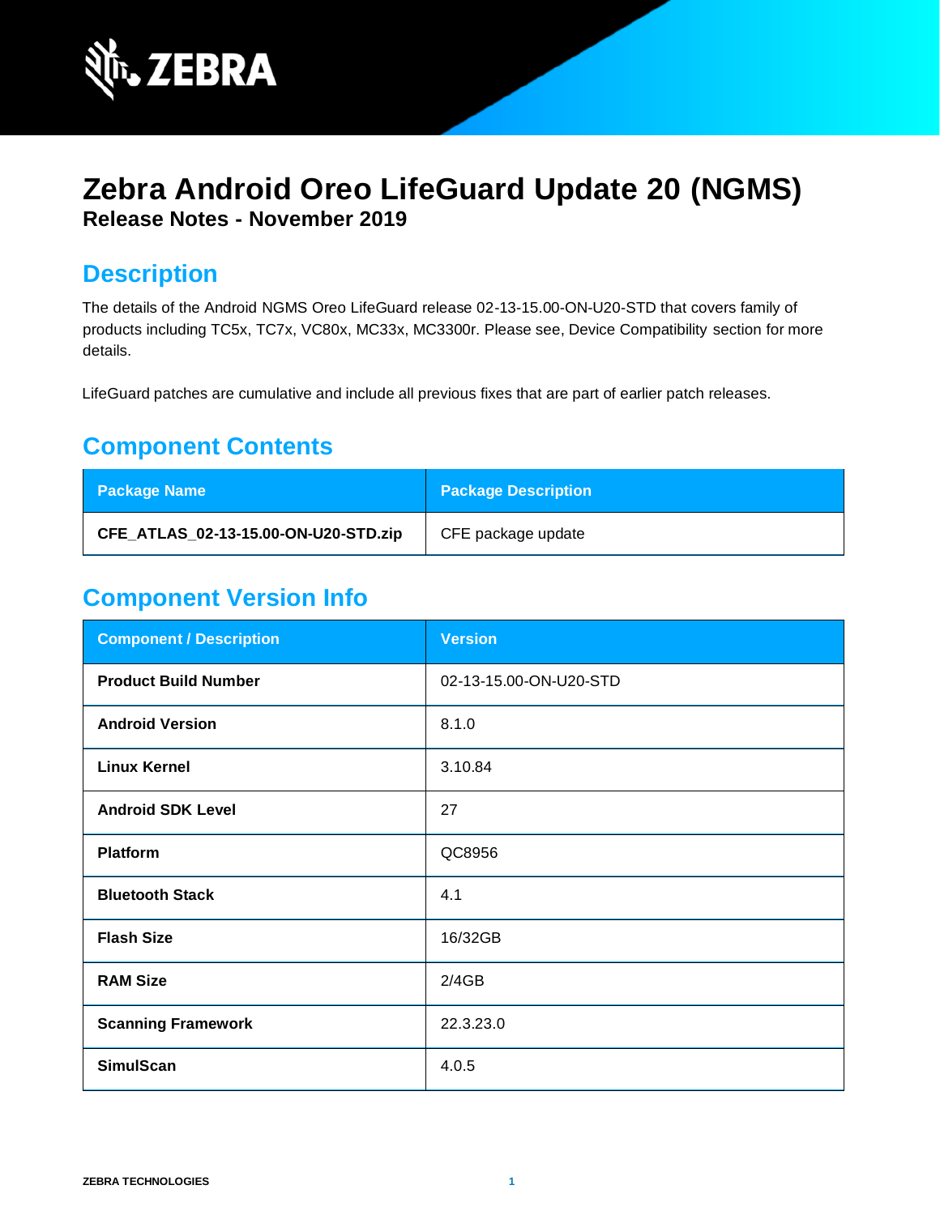# Zebra Android Oreo LifeGuard Update 20 (NGMS)

**Release Notes - November 2019**

## Description

The details of the Android NGMS Oreo LifeGuard release 02-13-15.00-ON-U20-STD that covers family of products including TC5x, TC7x, VC80x, MC33x, MC3300r. Please see, Device Compatibility section for more details.

LifeGuard patches are cumulative and include all previous fixes that are part of earlier patch releases.

## Component Contents

| Package Name | Package Description |
|---|---|
| **CFE_ATLAS_02-13-15.00-ON-U20-STD.zip** | CFE package update |

## Component Version Info

| Component / Description | Version |
|---|---|
| **Product Build Number** | 02-13-15.00-ON-U20-STD |
| **Android Version** | 8.1.0 |
| **Linux Kernel** | 3.10.84 |
| **Android SDK Level** | 27 |
| **Platform** | QC8956 |
| **Bluetooth Stack** | 4.1 |
| **Flash Size** | 16/32GB |
| **RAM Size** | 2/4GB |
| **Scanning Framework** | 22.3.23.0 |
| **SimulScan** | 4.0.5 |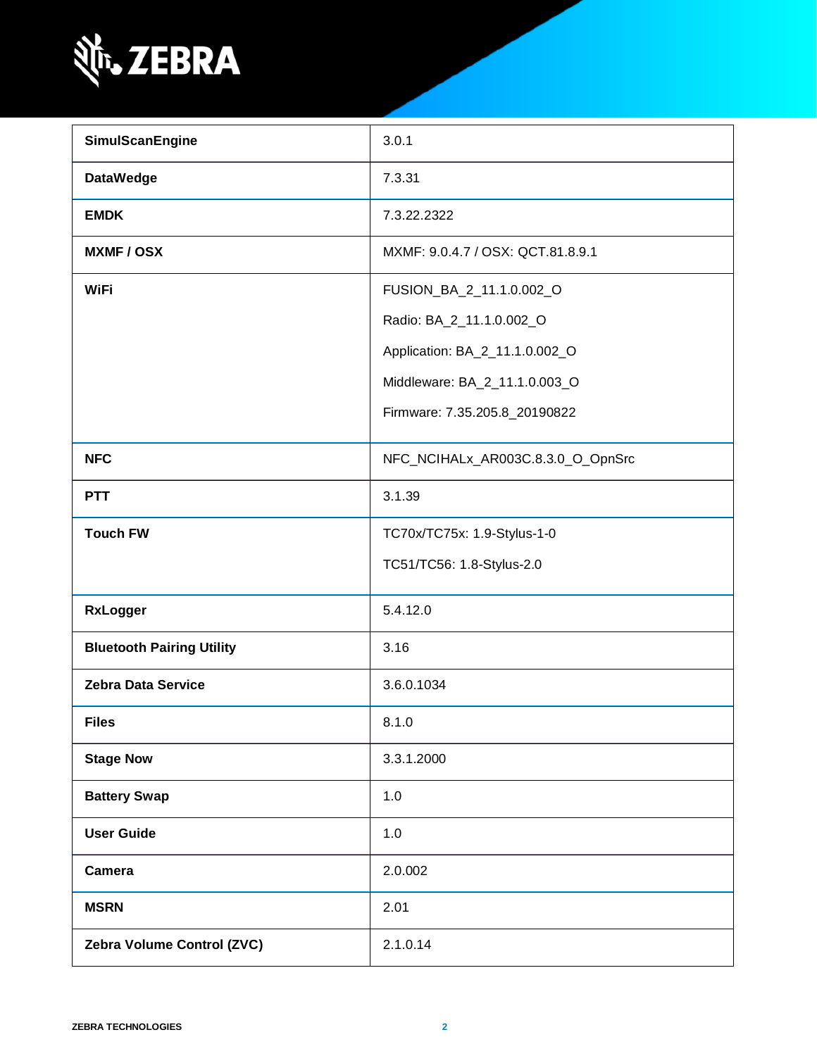| | |
|---|---|
| **SimulScanEngine** | 3.0.1 |
| **DataWedge** | 7.3.31 |
| **EMDK** | 7.3.22.2322 |
| **MXMF / OSX** | MXMF: 9.0.4.7 / OSX: QCT.81.8.9.1 |
| **WiFi** | FUSION_BA_2_11.1.0.002_O<br>Radio: BA_2_11.1.0.002_O<br>Application: BA_2_11.1.0.002_O<br>Middleware: BA_2_11.1.0.003_O<br>Firmware: 7.35.205.8_20190822 |
| **NFC** | NFC_NCIHALx_AR003C.8.3.0_O_OpnSrc |
| **PTT** | 3.1.39 |
| **Touch FW** | TC70x/TC75x: 1.9-Stylus-1-0<br>TC51/TC56: 1.8-Stylus-2.0 |
| **RxLogger** | 5.4.12.0 |
| **Bluetooth Pairing Utility** | 3.16 |
| **Zebra Data Service** | 3.6.0.1034 |
| **Files** | 8.1.0 |
| **Stage Now** | 3.3.1.2000 |
| **Battery Swap** | 1.0 |
| **User Guide** | 1.0 |
| **Camera** | 2.0.002 |
| **MSRN** | 2.01 |
| **Zebra Volume Control (ZVC)** | 2.1.0.14 |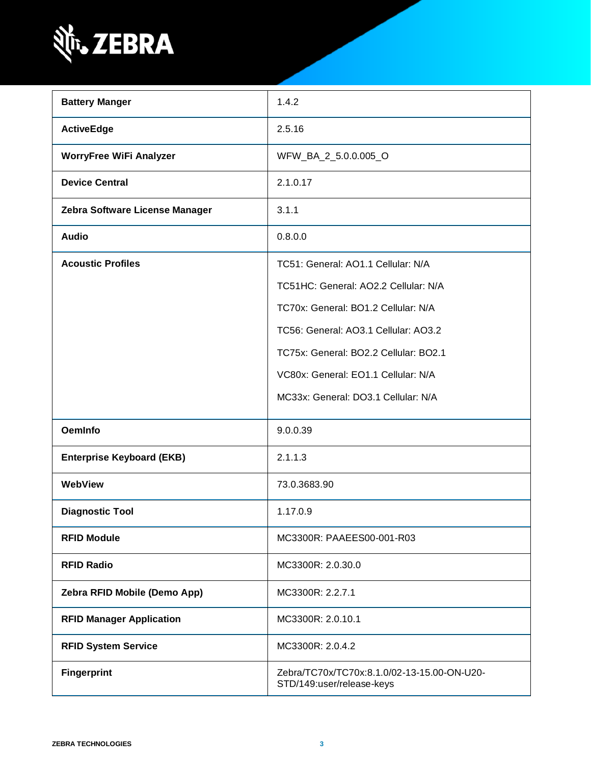| | |
|---|---|
| **Battery Manger** | 1.4.2 |
| **ActiveEdge** | 2.5.16 |
| **WorryFree WiFi Analyzer** | WFW_BA_2_5.0.0.005_O |
| **Device Central** | 2.1.0.17 |
| **Zebra Software License Manager** | 3.1.1 |
| **Audio** | 0.8.0.0 |
| **Acoustic Profiles** | TC51: General: AO1.1 Cellular: N/A<br>TC51HC: General: AO2.2 Cellular: N/A<br>TC70x: General: BO1.2 Cellular: N/A<br>TC56: General: AO3.1 Cellular: AO3.2<br>TC75x: General: BO2.2 Cellular: BO2.1<br>VC80x: General: EO1.1 Cellular: N/A<br>MC33x: General: DO3.1 Cellular: N/A |
| **OemInfo** | 9.0.0.39 |
| **Enterprise Keyboard (EKB)** | 2.1.1.3 |
| **WebView** | 73.0.3683.90 |
| **Diagnostic Tool** | 1.17.0.9 |
| **RFID Module** | MC3300R: PAAEES00-001-R03 |
| **RFID Radio** | MC3300R: 2.0.30.0 |
| **Zebra RFID Mobile (Demo App)** | MC3300R: 2.2.7.1 |
| **RFID Manager Application** | MC3300R: 2.0.10.1 |
| **RFID System Service** | MC3300R: 2.0.4.2 |
| **Fingerprint** | Zebra/TC70x/TC70x:8.1.0/02-13-15.00-ON-U20-STD/149:user/release-keys |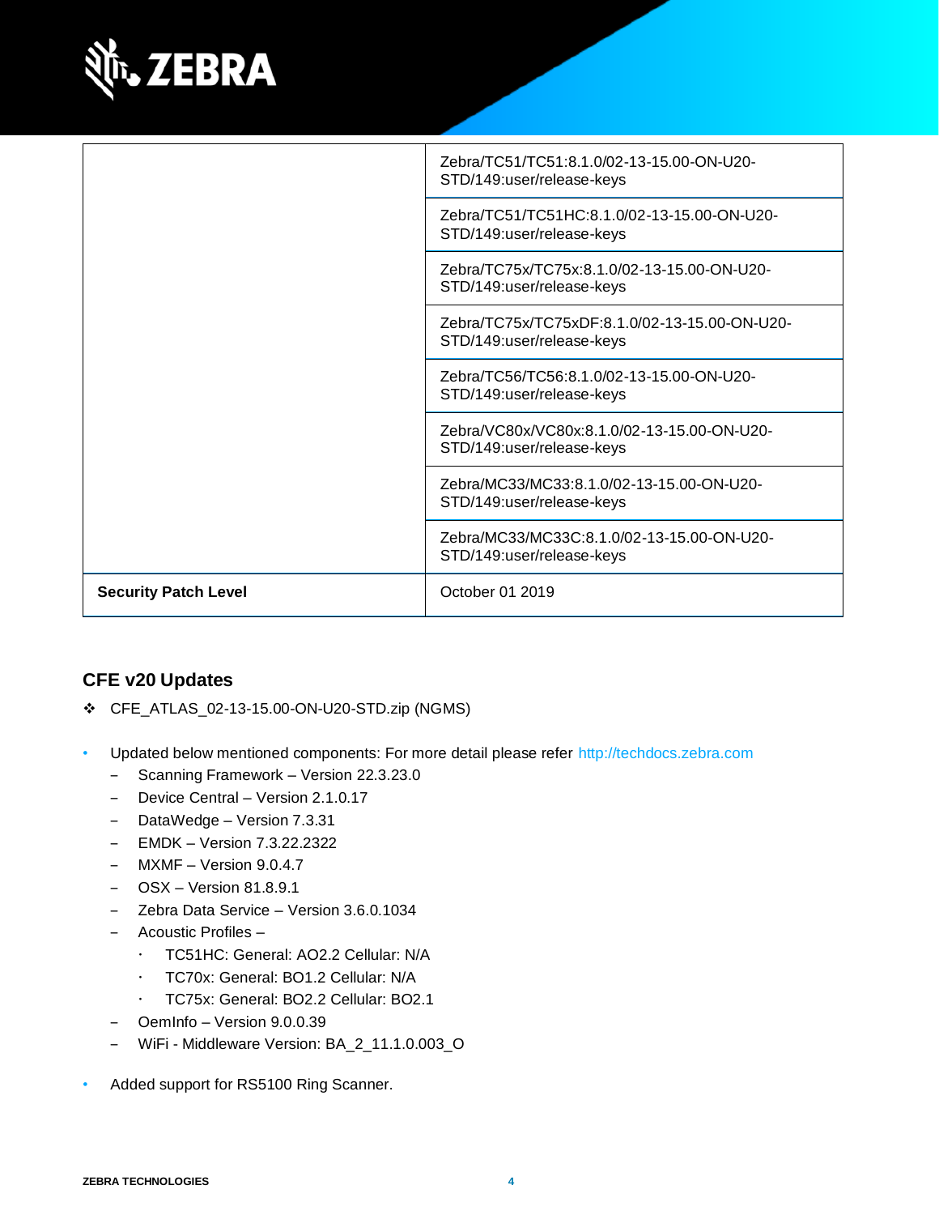| | |
|---|---|
| | Zebra/TC51/TC51:8.1.0/02-13-15.00-ON-U20-STD/149:user/release-keys |
| | Zebra/TC51/TC51HC:8.1.0/02-13-15.00-ON-U20-STD/149:user/release-keys |
| | Zebra/TC75x/TC75x:8.1.0/02-13-15.00-ON-U20-STD/149:user/release-keys |
| | Zebra/TC75x/TC75xDF:8.1.0/02-13-15.00-ON-U20-STD/149:user/release-keys |
| | Zebra/TC56/TC56:8.1.0/02-13-15.00-ON-U20-STD/149:user/release-keys |
| | Zebra/VC80x/VC80x:8.1.0/02-13-15.00-ON-U20-STD/149:user/release-keys |
| | Zebra/MC33/MC33:8.1.0/02-13-15.00-ON-U20-STD/149:user/release-keys |
| | Zebra/MC33/MC33C:8.1.0/02-13-15.00-ON-U20-STD/149:user/release-keys |
| **Security Patch Level** | October 01 2019 |

## CFE v20 Updates

❖ CFE_ATLAS_02-13-15.00-ON-U20-STD.zip (NGMS)

- Updated below mentioned components: For more detail please refer http://techdocs.zebra.com
  - Scanning Framework – Version 22.3.23.0
  - Device Central – Version 2.1.0.17
  - DataWedge – Version 7.3.31
  - EMDK – Version 7.3.22.2322
  - MXMF – Version 9.0.4.7
  - OSX – Version 81.8.9.1
  - Zebra Data Service – Version 3.6.0.1034
  - Acoustic Profiles –
    - TC51HC: General: AO2.2 Cellular: N/A
    - TC70x: General: BO1.2 Cellular: N/A
    - TC75x: General: BO2.2 Cellular: BO2.1
  - OemInfo – Version 9.0.0.39
  - WiFi - Middleware Version: BA_2_11.1.0.003_O

- Added support for RS5100 Ring Scanner.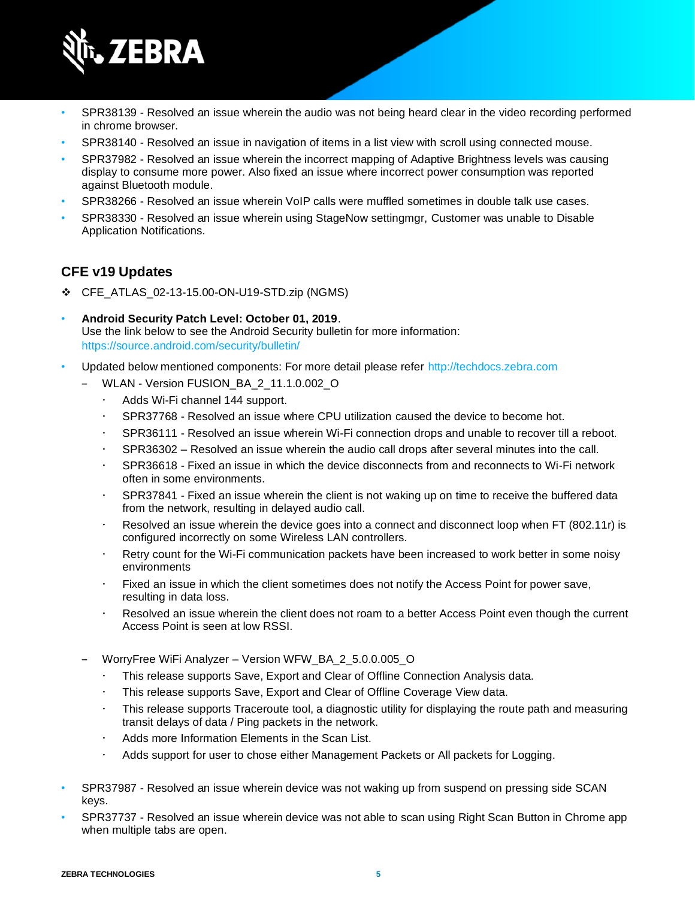- SPR38139 - Resolved an issue wherein the audio was not being heard clear in the video recording performed in chrome browser.
- SPR38140 - Resolved an issue in navigation of items in a list view with scroll using connected mouse.
- SPR37982 - Resolved an issue wherein the incorrect mapping of Adaptive Brightness levels was causing display to consume more power. Also fixed an issue where incorrect power consumption was reported against Bluetooth module.
- SPR38266 - Resolved an issue wherein VoIP calls were muffled sometimes in double talk use cases.
- SPR38330 - Resolved an issue wherein using StageNow settingmgr, Customer was unable to Disable Application Notifications.

## CFE v19 Updates

❖ CFE_ATLAS_02-13-15.00-ON-U19-STD.zip (NGMS)

- **Android Security Patch Level: October 01, 2019**.
  Use the link below to see the Android Security bulletin for more information: https://source.android.com/security/bulletin/
- Updated below mentioned components: For more detail please refer http://techdocs.zebra.com
  - WLAN - Version FUSION_BA_2_11.1.0.002_O
    - Adds Wi-Fi channel 144 support.
    - SPR37768 - Resolved an issue where CPU utilization caused the device to become hot.
    - SPR36111 - Resolved an issue wherein Wi-Fi connection drops and unable to recover till a reboot.
    - SPR36302 – Resolved an issue wherein the audio call drops after several minutes into the call.
    - SPR36618 - Fixed an issue in which the device disconnects from and reconnects to Wi-Fi network often in some environments.
    - SPR37841 - Fixed an issue wherein the client is not waking up on time to receive the buffered data from the network, resulting in delayed audio call.
    - Resolved an issue wherein the device goes into a connect and disconnect loop when FT (802.11r) is configured incorrectly on some Wireless LAN controllers.
    - Retry count for the Wi-Fi communication packets have been increased to work better in some noisy environments
    - Fixed an issue in which the client sometimes does not notify the Access Point for power save, resulting in data loss.
    - Resolved an issue wherein the client does not roam to a better Access Point even though the current Access Point is seen at low RSSI.
  - WorryFree WiFi Analyzer – Version WFW_BA_2_5.0.0.005_O
    - This release supports Save, Export and Clear of Offline Connection Analysis data.
    - This release supports Save, Export and Clear of Offline Coverage View data.
    - This release supports Traceroute tool, a diagnostic utility for displaying the route path and measuring transit delays of data / Ping packets in the network.
    - Adds more Information Elements in the Scan List.
    - Adds support for user to chose either Management Packets or All packets for Logging.
- SPR37987 - Resolved an issue wherein device was not waking up from suspend on pressing side SCAN keys.
- SPR37737 - Resolved an issue wherein device was not able to scan using Right Scan Button in Chrome app when multiple tabs are open.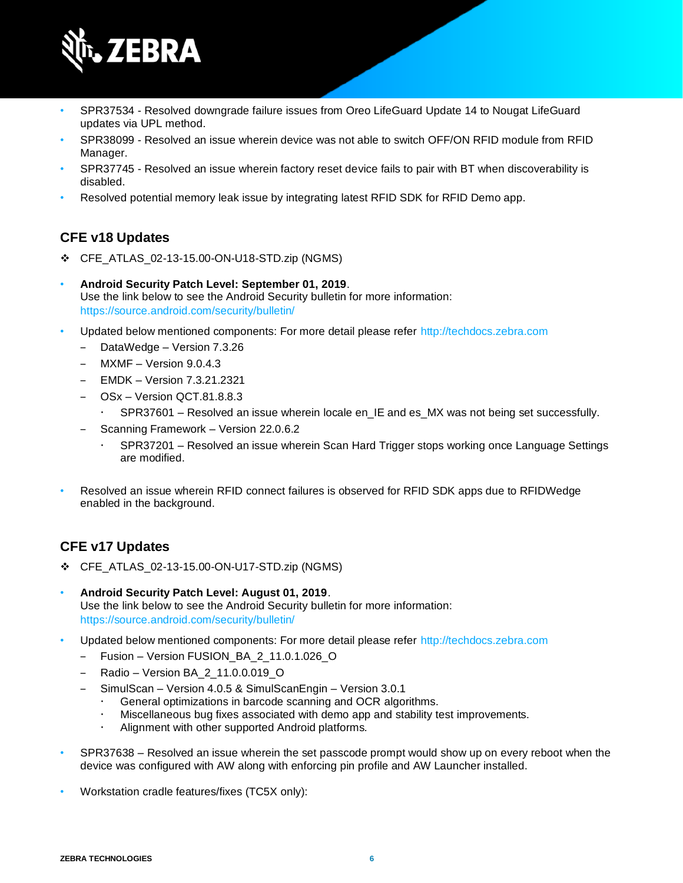- SPR37534 - Resolved downgrade failure issues from Oreo LifeGuard Update 14 to Nougat LifeGuard updates via UPL method.
- SPR38099 - Resolved an issue wherein device was not able to switch OFF/ON RFID module from RFID Manager.
- SPR37745 - Resolved an issue wherein factory reset device fails to pair with BT when discoverability is disabled.
- Resolved potential memory leak issue by integrating latest RFID SDK for RFID Demo app.

## CFE v18 Updates

❖ CFE_ATLAS_02-13-15.00-ON-U18-STD.zip (NGMS)

- **Android Security Patch Level: September 01, 2019**.
  Use the link below to see the Android Security bulletin for more information:
  https://source.android.com/security/bulletin/
- Updated below mentioned components: For more detail please refer http://techdocs.zebra.com
  - DataWedge – Version 7.3.26
  - MXMF – Version 9.0.4.3
  - EMDK – Version 7.3.21.2321
  - OSx – Version QCT.81.8.8.3
    - SPR37601 – Resolved an issue wherein locale en_IE and es_MX was not being set successfully.
  - Scanning Framework – Version 22.0.6.2
    - SPR37201 – Resolved an issue wherein Scan Hard Trigger stops working once Language Settings are modified.
- Resolved an issue wherein RFID connect failures is observed for RFID SDK apps due to RFIDWedge enabled in the background.

## CFE v17 Updates

❖ CFE_ATLAS_02-13-15.00-ON-U17-STD.zip (NGMS)

- **Android Security Patch Level: August 01, 2019**.
  Use the link below to see the Android Security bulletin for more information:
  https://source.android.com/security/bulletin/
- Updated below mentioned components: For more detail please refer http://techdocs.zebra.com
  - Fusion – Version FUSION_BA_2_11.0.1.026_O
  - Radio – Version BA_2_11.0.0.019_O
  - SimulScan – Version 4.0.5 & SimulScanEngin – Version 3.0.1
    - General optimizations in barcode scanning and OCR algorithms.
    - Miscellaneous bug fixes associated with demo app and stability test improvements.
    - Alignment with other supported Android platforms.
- SPR37638 – Resolved an issue wherein the set passcode prompt would show up on every reboot when the device was configured with AW along with enforcing pin profile and AW Launcher installed.
- Workstation cradle features/fixes (TC5X only):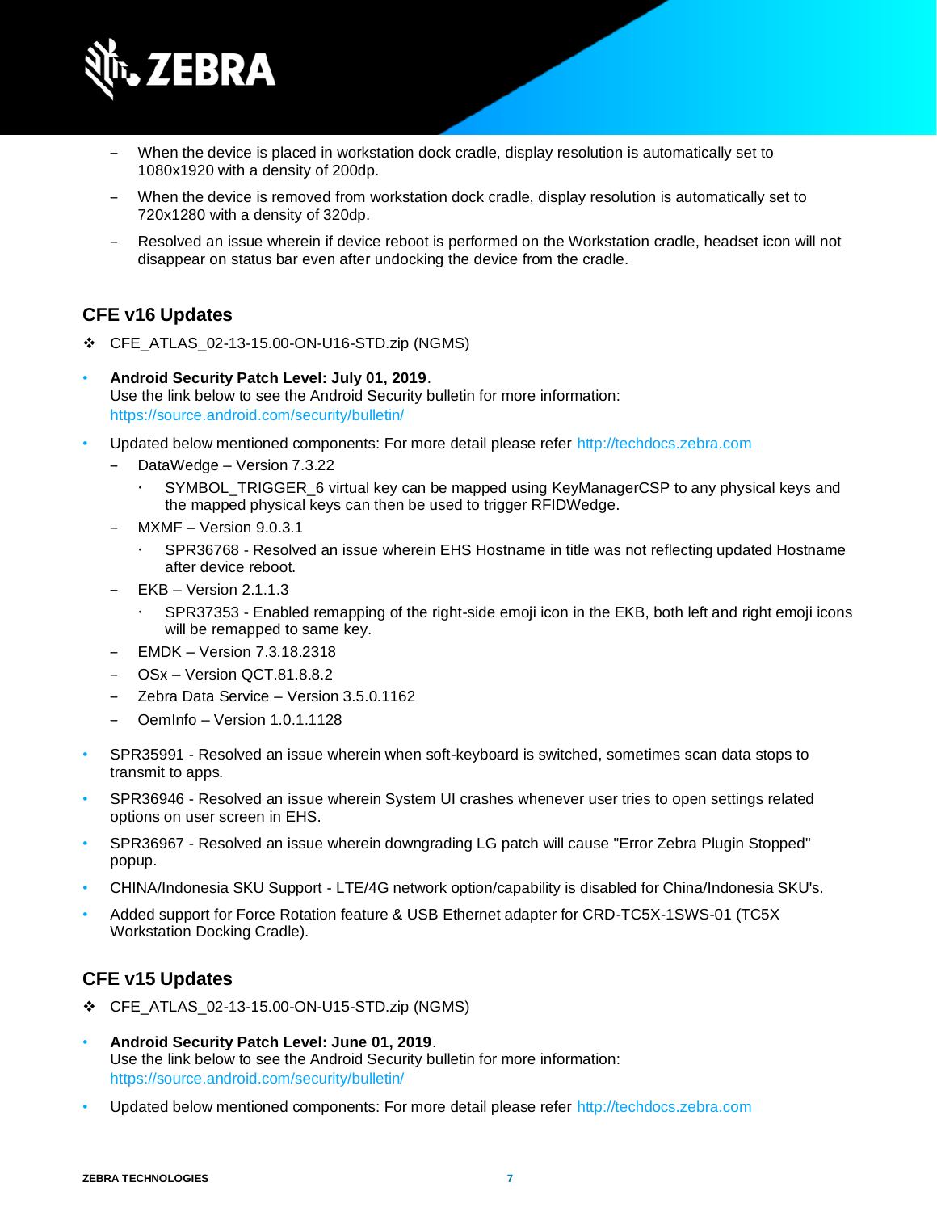- When the device is placed in workstation dock cradle, display resolution is automatically set to 1080x1920 with a density of 200dp.
- When the device is removed from workstation dock cradle, display resolution is automatically set to 720x1280 with a density of 320dp.
- Resolved an issue wherein if device reboot is performed on the Workstation cradle, headset icon will not disappear on status bar even after undocking the device from the cradle.

## CFE v16 Updates

❖ CFE_ATLAS_02-13-15.00-ON-U16-STD.zip (NGMS)

- **Android Security Patch Level: July 01, 2019**.
  Use the link below to see the Android Security bulletin for more information:
  https://source.android.com/security/bulletin/
- Updated below mentioned components: For more detail please refer http://techdocs.zebra.com
  - DataWedge – Version 7.3.22
    - SYMBOL_TRIGGER_6 virtual key can be mapped using KeyManagerCSP to any physical keys and the mapped physical keys can then be used to trigger RFIDWedge.
  - MXMF – Version 9.0.3.1
    - SPR36768 - Resolved an issue wherein EHS Hostname in title was not reflecting updated Hostname after device reboot.
  - EKB – Version 2.1.1.3
    - SPR37353 - Enabled remapping of the right-side emoji icon in the EKB, both left and right emoji icons will be remapped to same key.
  - EMDK – Version 7.3.18.2318
  - OSx – Version QCT.81.8.8.2
  - Zebra Data Service – Version 3.5.0.1162
  - OemInfo – Version 1.0.1.1128
- SPR35991 - Resolved an issue wherein when soft-keyboard is switched, sometimes scan data stops to transmit to apps.
- SPR36946 - Resolved an issue wherein System UI crashes whenever user tries to open settings related options on user screen in EHS.
- SPR36967 - Resolved an issue wherein downgrading LG patch will cause "Error Zebra Plugin Stopped" popup.
- CHINA/Indonesia SKU Support - LTE/4G network option/capability is disabled for China/Indonesia SKU's.
- Added support for Force Rotation feature & USB Ethernet adapter for CRD-TC5X-1SWS-01 (TC5X Workstation Docking Cradle).

## CFE v15 Updates

❖ CFE_ATLAS_02-13-15.00-ON-U15-STD.zip (NGMS)

- **Android Security Patch Level: June 01, 2019**.
  Use the link below to see the Android Security bulletin for more information:
  https://source.android.com/security/bulletin/
- Updated below mentioned components: For more detail please refer http://techdocs.zebra.com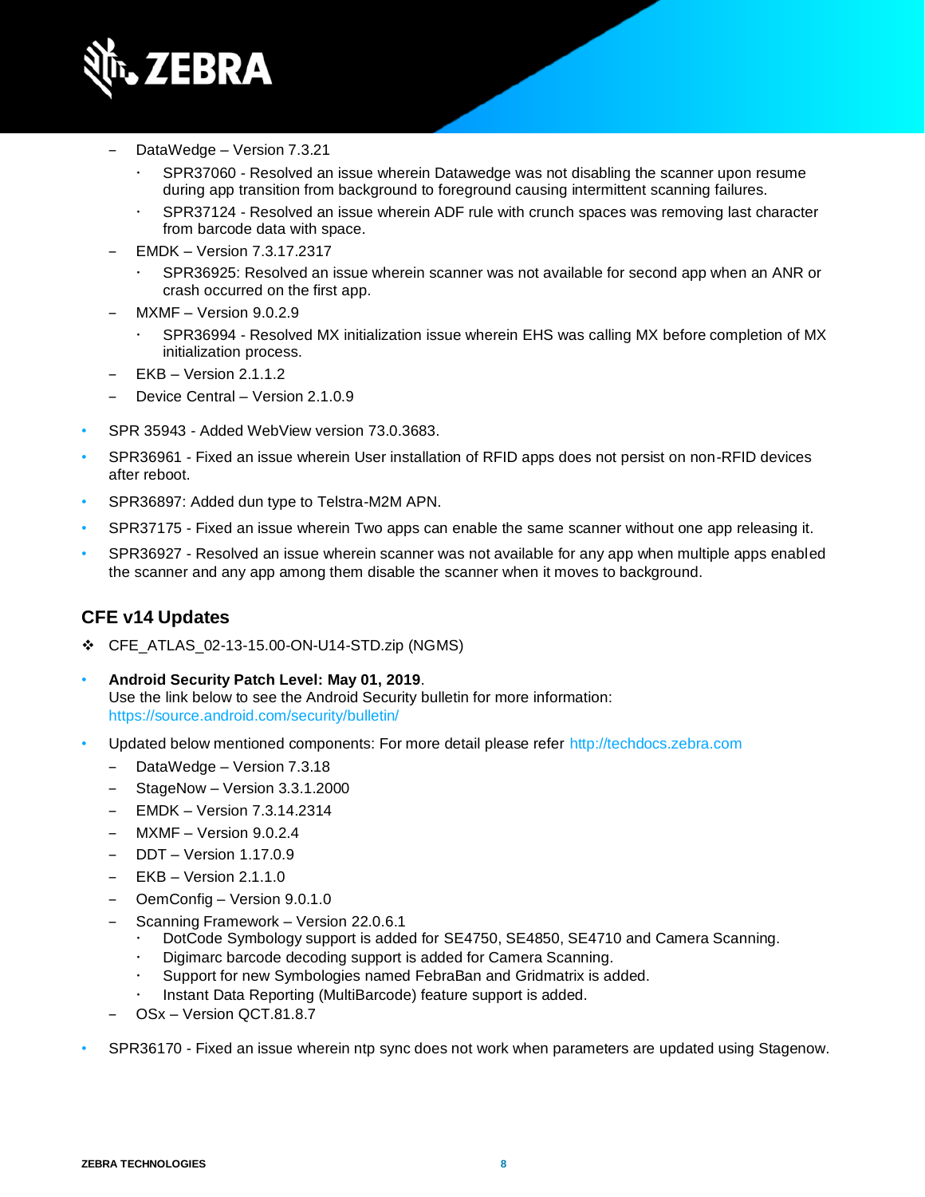- DataWedge – Version 7.3.21
  - SPR37060 - Resolved an issue wherein Datawedge was not disabling the scanner upon resume during app transition from background to foreground causing intermittent scanning failures.
  - SPR37124 - Resolved an issue wherein ADF rule with crunch spaces was removing last character from barcode data with space.
- EMDK – Version 7.3.17.2317
  - SPR36925: Resolved an issue wherein scanner was not available for second app when an ANR or crash occurred on the first app.
- MXMF – Version 9.0.2.9
  - SPR36994 - Resolved MX initialization issue wherein EHS was calling MX before completion of MX initialization process.
- EKB – Version 2.1.1.2
- Device Central – Version 2.1.0.9

- SPR 35943 - Added WebView version 73.0.3683.
- SPR36961 - Fixed an issue wherein User installation of RFID apps does not persist on non-RFID devices after reboot.
- SPR36897: Added dun type to Telstra-M2M APN.
- SPR37175 - Fixed an issue wherein Two apps can enable the same scanner without one app releasing it.
- SPR36927 - Resolved an issue wherein scanner was not available for any app when multiple apps enabled the scanner and any app among them disable the scanner when it moves to background.

## CFE v14 Updates

❖ CFE_ATLAS_02-13-15.00-ON-U14-STD.zip (NGMS)

- **Android Security Patch Level: May 01, 2019**.
  Use the link below to see the Android Security bulletin for more information: https://source.android.com/security/bulletin/
- Updated below mentioned components: For more detail please refer http://techdocs.zebra.com
  - DataWedge – Version 7.3.18
  - StageNow – Version 3.3.1.2000
  - EMDK – Version 7.3.14.2314
  - MXMF – Version 9.0.2.4
  - DDT – Version 1.17.0.9
  - EKB – Version 2.1.1.0
  - OemConfig – Version 9.0.1.0
  - Scanning Framework – Version 22.0.6.1
    - DotCode Symbology support is added for SE4750, SE4850, SE4710 and Camera Scanning.
    - Digimarc barcode decoding support is added for Camera Scanning.
    - Support for new Symbologies named FebraBan and Gridmatrix is added.
    - Instant Data Reporting (MultiBarcode) feature support is added.
  - OSx – Version QCT.81.8.7
- SPR36170 - Fixed an issue wherein ntp sync does not work when parameters are updated using Stagenow.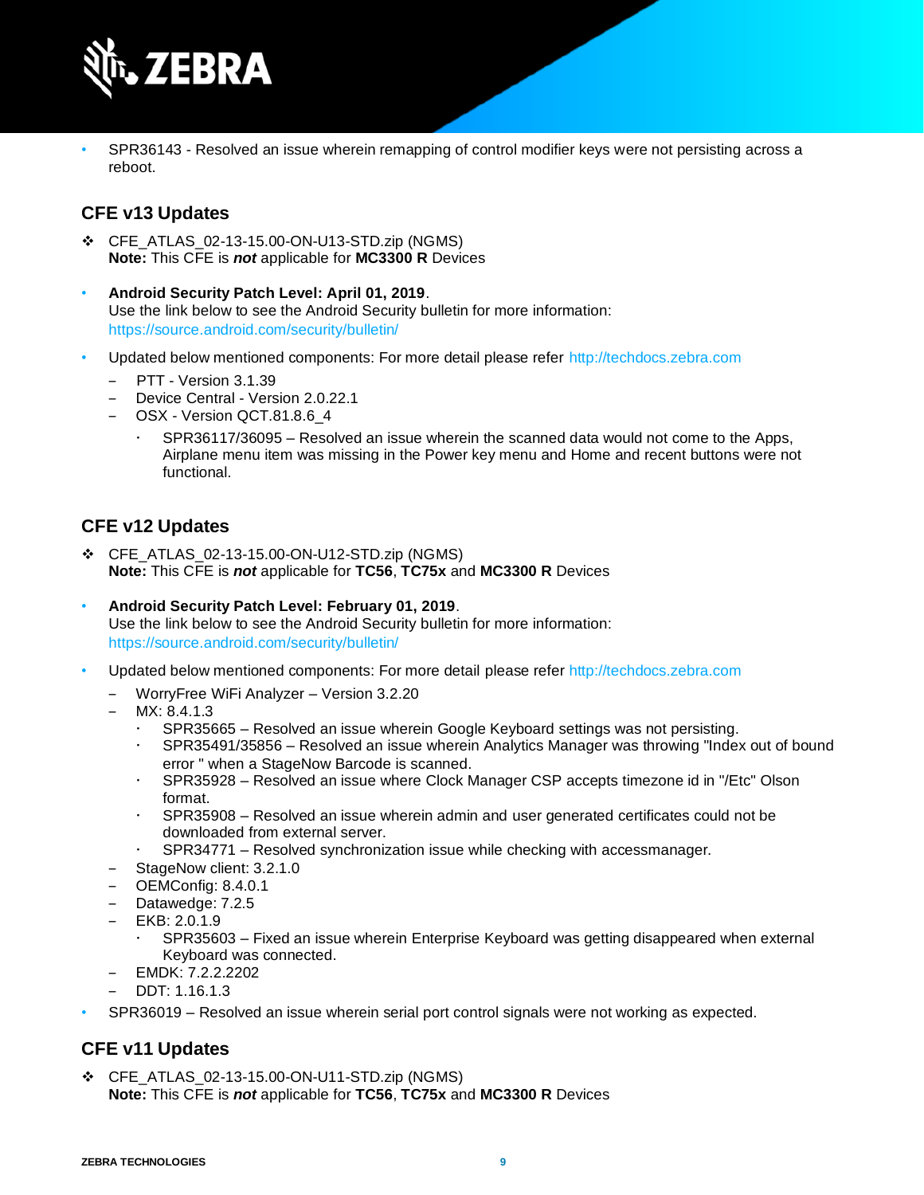- SPR36143 - Resolved an issue wherein remapping of control modifier keys were not persisting across a reboot.

## CFE v13 Updates

- ❖ CFE_ATLAS_02-13-15.00-ON-U13-STD.zip (NGMS)
  **Note:** This CFE is ***not*** applicable for **MC3300 R** Devices

- **Android Security Patch Level: April 01, 2019**.
  Use the link below to see the Android Security bulletin for more information:
  https://source.android.com/security/bulletin/

- Updated below mentioned components: For more detail please refer http://techdocs.zebra.com
  - PTT - Version 3.1.39
  - Device Central - Version 2.0.22.1
  - OSX - Version QCT.81.8.6_4
    - SPR36117/36095 – Resolved an issue wherein the scanned data would not come to the Apps, Airplane menu item was missing in the Power key menu and Home and recent buttons were not functional.

## CFE v12 Updates

- ❖ CFE_ATLAS_02-13-15.00-ON-U12-STD.zip (NGMS)
  **Note:** This CFE is ***not*** applicable for **TC56**, **TC75x** and **MC3300 R** Devices

- **Android Security Patch Level: February 01, 2019**.
  Use the link below to see the Android Security bulletin for more information:
  https://source.android.com/security/bulletin/

- Updated below mentioned components: For more detail please refer http://techdocs.zebra.com
  - WorryFree WiFi Analyzer – Version 3.2.20
  - MX: 8.4.1.3
    - SPR35665 – Resolved an issue wherein Google Keyboard settings was not persisting.
    - SPR35491/35856 – Resolved an issue wherein Analytics Manager was throwing "Index out of bound error " when a StageNow Barcode is scanned.
    - SPR35928 – Resolved an issue where Clock Manager CSP accepts timezone id in "/Etc" Olson format.
    - SPR35908 – Resolved an issue wherein admin and user generated certificates could not be downloaded from external server.
    - SPR34771 – Resolved synchronization issue while checking with accessmanager.
  - StageNow client: 3.2.1.0
  - OEMConfig: 8.4.0.1
  - Datawedge: 7.2.5
  - EKB: 2.0.1.9
    - SPR35603 – Fixed an issue wherein Enterprise Keyboard was getting disappeared when external Keyboard was connected.
  - EMDK: 7.2.2.2202
  - DDT: 1.16.1.3
- SPR36019 – Resolved an issue wherein serial port control signals were not working as expected.

## CFE v11 Updates

- ❖ CFE_ATLAS_02-13-15.00-ON-U11-STD.zip (NGMS)
  **Note:** This CFE is ***not*** applicable for **TC56**, **TC75x** and **MC3300 R** Devices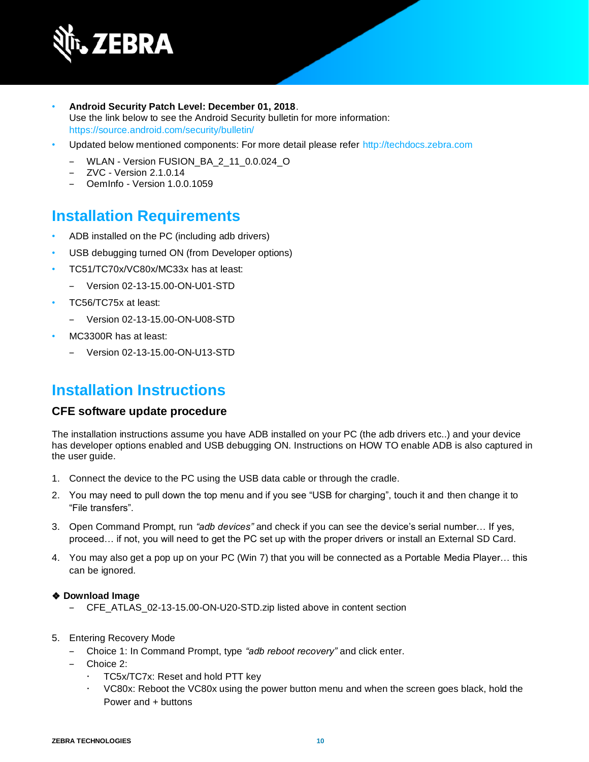- **Android Security Patch Level: December 01, 2018**.
  Use the link below to see the Android Security bulletin for more information: https://source.android.com/security/bulletin/
- Updated below mentioned components: For more detail please refer http://techdocs.zebra.com
  - WLAN - Version FUSION_BA_2_11_0.0.024_O
  - ZVC - Version 2.1.0.14
  - OemInfo - Version 1.0.0.1059

## Installation Requirements

- ADB installed on the PC (including adb drivers)
- USB debugging turned ON (from Developer options)
- TC51/TC70x/VC80x/MC33x has at least:
  - Version 02-13-15.00-ON-U01-STD
- TC56/TC75x at least:
  - Version 02-13-15.00-ON-U08-STD
- MC3300R has at least:
  - Version 02-13-15.00-ON-U13-STD

## Installation Instructions

### CFE software update procedure

The installation instructions assume you have ADB installed on your PC (the adb drivers etc..) and your device has developer options enabled and USB debugging ON. Instructions on HOW TO enable ADB is also captured in the user guide.

1. Connect the device to the PC using the USB data cable or through the cradle.
2. You may need to pull down the top menu and if you see “USB for charging”, touch it and then change it to “File transfers”.
3. Open Command Prompt, run *“adb devices”* and check if you can see the device’s serial number… If yes, proceed… if not, you will need to get the PC set up with the proper drivers or install an External SD Card.
4. You may also get a pop up on your PC (Win 7) that you will be connected as a Portable Media Player… this can be ignored.

❖ **Download Image**
  - CFE_ATLAS_02-13-15.00-ON-U20-STD.zip listed above in content section

5. Entering Recovery Mode
   - Choice 1: In Command Prompt, type *“adb reboot recovery”* and click enter.
   - Choice 2:
     - TC5x/TC7x: Reset and hold PTT key
     - VC80x: Reboot the VC80x using the power button menu and when the screen goes black, hold the Power and + buttons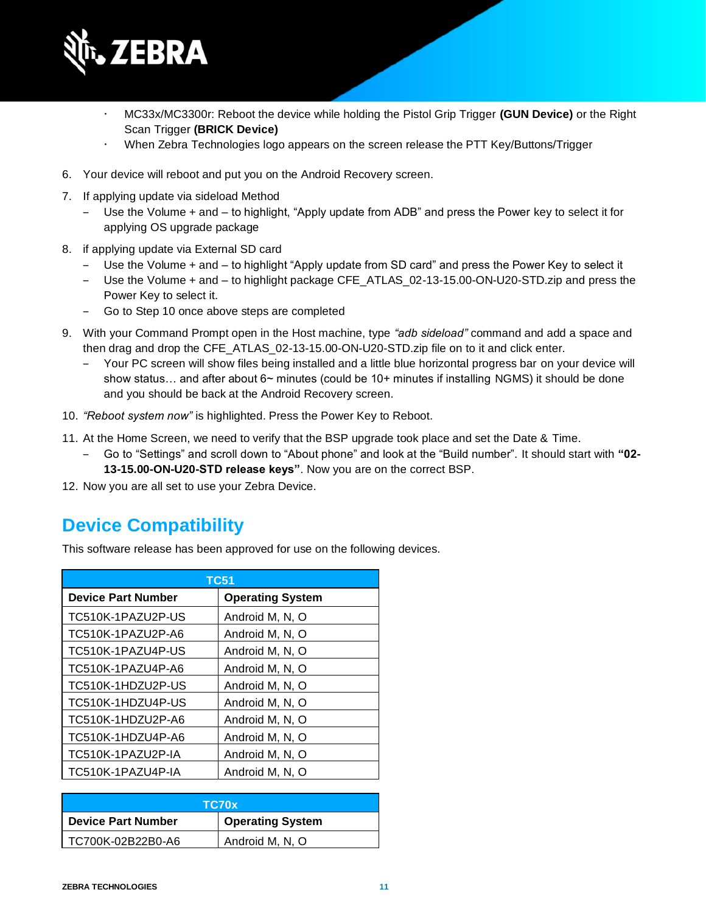- MC33x/MC3300r: Reboot the device while holding the Pistol Grip Trigger **(GUN Device)** or the Right Scan Trigger **(BRICK Device)**
- When Zebra Technologies logo appears on the screen release the PTT Key/Buttons/Trigger

6. Your device will reboot and put you on the Android Recovery screen.
7. If applying update via sideload Method
   - Use the Volume + and – to highlight, "Apply update from ADB" and press the Power key to select it for applying OS upgrade package
8. if applying update via External SD card
   - Use the Volume + and – to highlight "Apply update from SD card" and press the Power Key to select it
   - Use the Volume + and – to highlight package CFE_ATLAS_02-13-15.00-ON-U20-STD.zip and press the Power Key to select it.
   - Go to Step 10 once above steps are completed
9. With your Command Prompt open in the Host machine, type *"adb sideload"* command and add a space and then drag and drop the CFE_ATLAS_02-13-15.00-ON-U20-STD.zip file on to it and click enter.
   - Your PC screen will show files being installed and a little blue horizontal progress bar on your device will show status… and after about 6~ minutes (could be 10+ minutes if installing NGMS) it should be done and you should be back at the Android Recovery screen.
10. *"Reboot system now"* is highlighted. Press the Power Key to Reboot.
11. At the Home Screen, we need to verify that the BSP upgrade took place and set the Date & Time.
    - Go to "Settings" and scroll down to "About phone" and look at the "Build number". It should start with **"02-13-15.00-ON-U20-STD release keys"**. Now you are on the correct BSP.
12. Now you are all set to use your Zebra Device.

## Device Compatibility

This software release has been approved for use on the following devices.

| TC51 | |
|---|---|
| **Device Part Number** | **Operating System** |
| TC510K-1PAZU2P-US | Android M, N, O |
| TC510K-1PAZU2P-A6 | Android M, N, O |
| TC510K-1PAZU4P-US | Android M, N, O |
| TC510K-1PAZU4P-A6 | Android M, N, O |
| TC510K-1HDZU2P-US | Android M, N, O |
| TC510K-1HDZU4P-US | Android M, N, O |
| TC510K-1HDZU2P-A6 | Android M, N, O |
| TC510K-1HDZU4P-A6 | Android M, N, O |
| TC510K-1PAZU2P-IA | Android M, N, O |
| TC510K-1PAZU4P-IA | Android M, N, O |

| TC70x | |
|---|---|
| **Device Part Number** | **Operating System** |
| TC700K-02B22B0-A6 | Android M, N, O |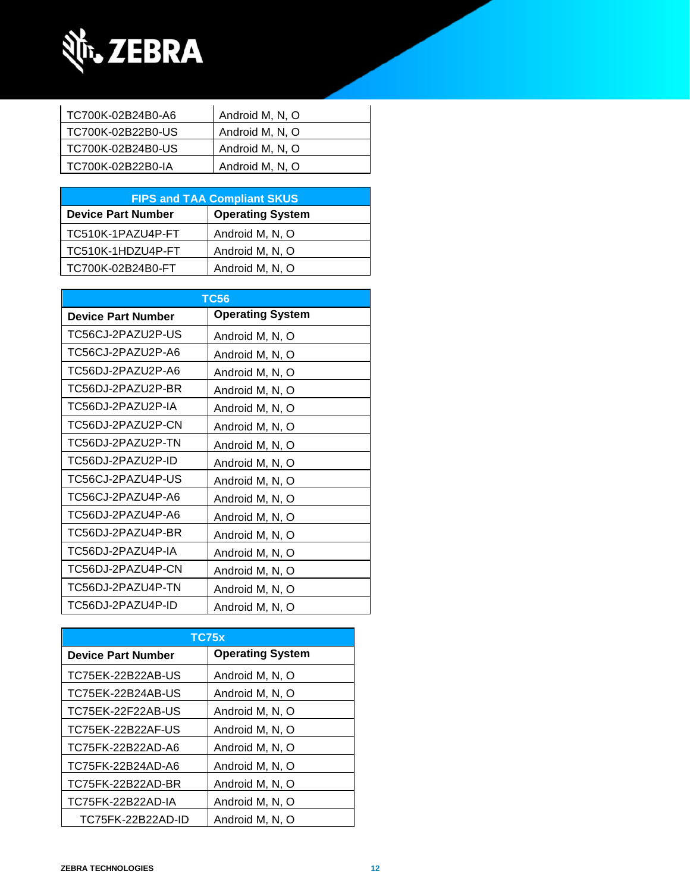| TC700K-02B24B0-A6 | Android M, N, O |
|---|---|
| TC700K-02B22B0-US | Android M, N, O |
| TC700K-02B24B0-US | Android M, N, O |
| TC700K-02B22B0-IA | Android M, N, O |

| FIPS and TAA Compliant SKUS | |
|---|---|
| **Device Part Number** | **Operating System** |
| TC510K-1PAZU4P-FT | Android M, N, O |
| TC510K-1HDZU4P-FT | Android M, N, O |
| TC700K-02B24B0-FT | Android M, N, O |

| TC56 | |
|---|---|
| **Device Part Number** | **Operating System** |
| TC56CJ-2PAZU2P-US | Android M, N, O |
| TC56CJ-2PAZU2P-A6 | Android M, N, O |
| TC56DJ-2PAZU2P-A6 | Android M, N, O |
| TC56DJ-2PAZU2P-BR | Android M, N, O |
| TC56DJ-2PAZU2P-IA | Android M, N, O |
| TC56DJ-2PAZU2P-CN | Android M, N, O |
| TC56DJ-2PAZU2P-TN | Android M, N, O |
| TC56DJ-2PAZU2P-ID | Android M, N, O |
| TC56CJ-2PAZU4P-US | Android M, N, O |
| TC56CJ-2PAZU4P-A6 | Android M, N, O |
| TC56DJ-2PAZU4P-A6 | Android M, N, O |
| TC56DJ-2PAZU4P-BR | Android M, N, O |
| TC56DJ-2PAZU4P-IA | Android M, N, O |
| TC56DJ-2PAZU4P-CN | Android M, N, O |
| TC56DJ-2PAZU4P-TN | Android M, N, O |
| TC56DJ-2PAZU4P-ID | Android M, N, O |

| TC75x | |
|---|---|
| **Device Part Number** | **Operating System** |
| TC75EK-22B22AB-US | Android M, N, O |
| TC75EK-22B24AB-US | Android M, N, O |
| TC75EK-22F22AB-US | Android M, N, O |
| TC75EK-22B22AF-US | Android M, N, O |
| TC75FK-22B22AD-A6 | Android M, N, O |
| TC75FK-22B24AD-A6 | Android M, N, O |
| TC75FK-22B22AD-BR | Android M, N, O |
| TC75FK-22B22AD-IA | Android M, N, O |
| TC75FK-22B22AD-ID | Android M, N, O |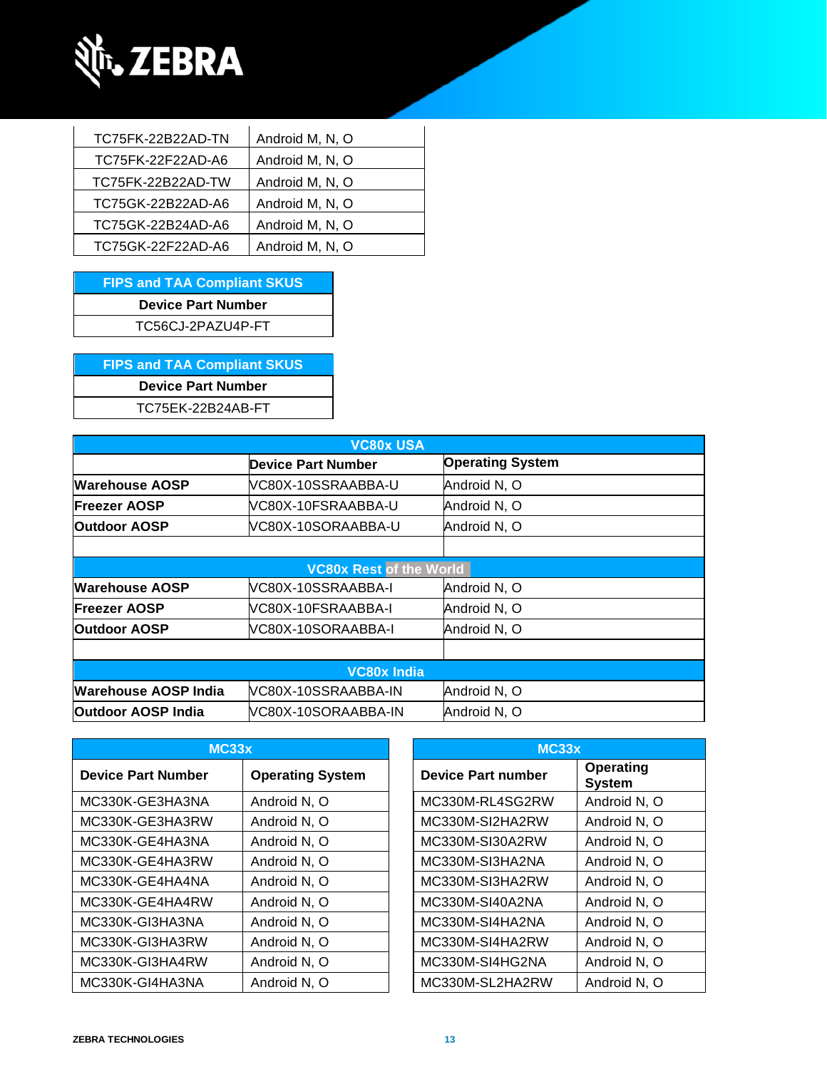| TC75FK-22B22AD-TN | Android M, N, O |
|---|---|
| TC75FK-22F22AD-A6 | Android M, N, O |
| TC75FK-22B22AD-TW | Android M, N, O |
| TC75GK-22B22AD-A6 | Android M, N, O |
| TC75GK-22B24AD-A6 | Android M, N, O |
| TC75GK-22F22AD-A6 | Android M, N, O |

| FIPS and TAA Compliant SKUS |
|---|
| **Device Part Number** |
| TC56CJ-2PAZU4P-FT |

| FIPS and TAA Compliant SKUS |
|---|
| **Device Part Number** |
| TC75EK-22B24AB-FT |

| VC80x USA | | |
|---|---|---|
| | **Device Part Number** | **Operating System** |
| **Warehouse AOSP** | VC80X-10SSRAABBA-U | Android N, O |
| **Freezer AOSP** | VC80X-10FSRAABBA-U | Android N, O |
| **Outdoor AOSP** | VC80X-10SORAABBA-U | Android N, O |
| | | |
| **VC80x Rest of the World** | | |
| **Warehouse AOSP** | VC80X-10SSRAABBA-I | Android N, O |
| **Freezer AOSP** | VC80X-10FSRAABBA-I | Android N, O |
| **Outdoor AOSP** | VC80X-10SORAABBA-I | Android N, O |
| | | |
| **VC80x India** | | |
| **Warehouse AOSP India** | VC80X-10SSRAABBA-IN | Android N, O |
| **Outdoor AOSP India** | VC80X-10SORAABBA-IN | Android N, O |

| MC33x | |
|---|---|
| **Device Part Number** | **Operating System** |
| MC330K-GE3HA3NA | Android N, O |
| MC330K-GE3HA3RW | Android N, O |
| MC330K-GE4HA3NA | Android N, O |
| MC330K-GE4HA3RW | Android N, O |
| MC330K-GE4HA4NA | Android N, O |
| MC330K-GE4HA4RW | Android N, O |
| MC330K-GI3HA3NA | Android N, O |
| MC330K-GI3HA3RW | Android N, O |
| MC330K-GI3HA4RW | Android N, O |
| MC330K-GI4HA3NA | Android N, O |

| MC33x | |
|---|---|
| **Device Part number** | **Operating System** |
| MC330M-RL4SG2RW | Android N, O |
| MC330M-SI2HA2RW | Android N, O |
| MC330M-SI30A2RW | Android N, O |
| MC330M-SI3HA2NA | Android N, O |
| MC330M-SI3HA2RW | Android N, O |
| MC330M-SI40A2NA | Android N, O |
| MC330M-SI4HA2NA | Android N, O |
| MC330M-SI4HA2RW | Android N, O |
| MC330M-SI4HG2NA | Android N, O |
| MC330M-SL2HA2RW | Android N, O |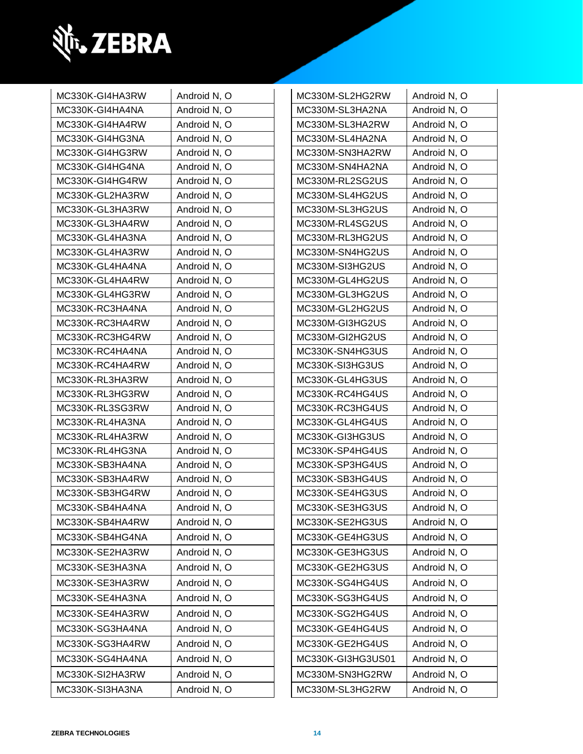| | |
|---|---|
| MC330K-GI4HA3RW | Android N, O |
| MC330K-GI4HA4NA | Android N, O |
| MC330K-GI4HA4RW | Android N, O |
| MC330K-GI4HG3NA | Android N, O |
| MC330K-GI4HG3RW | Android N, O |
| MC330K-GI4HG4NA | Android N, O |
| MC330K-GI4HG4RW | Android N, O |
| MC330K-GL2HA3RW | Android N, O |
| MC330K-GL3HA3RW | Android N, O |
| MC330K-GL3HA4RW | Android N, O |
| MC330K-GL4HA3NA | Android N, O |
| MC330K-GL4HA3RW | Android N, O |
| MC330K-GL4HA4NA | Android N, O |
| MC330K-GL4HA4RW | Android N, O |
| MC330K-GL4HG3RW | Android N, O |
| MC330K-RC3HA4NA | Android N, O |
| MC330K-RC3HA4RW | Android N, O |
| MC330K-RC3HG4RW | Android N, O |
| MC330K-RC4HA4NA | Android N, O |
| MC330K-RC4HA4RW | Android N, O |
| MC330K-RL3HA3RW | Android N, O |
| MC330K-RL3HG3RW | Android N, O |
| MC330K-RL3SG3RW | Android N, O |
| MC330K-RL4HA3NA | Android N, O |
| MC330K-RL4HA3RW | Android N, O |
| MC330K-RL4HG3NA | Android N, O |
| MC330K-SB3HA4NA | Android N, O |
| MC330K-SB3HA4RW | Android N, O |
| MC330K-SB3HG4RW | Android N, O |
| MC330K-SB4HA4NA | Android N, O |
| MC330K-SB4HA4RW | Android N, O |
| MC330K-SB4HG4NA | Android N, O |
| MC330K-SE2HA3RW | Android N, O |
| MC330K-SE3HA3NA | Android N, O |
| MC330K-SE3HA3RW | Android N, O |
| MC330K-SE4HA3NA | Android N, O |
| MC330K-SE4HA3RW | Android N, O |
| MC330K-SG3HA4NA | Android N, O |
| MC330K-SG3HA4RW | Android N, O |
| MC330K-SG4HA4NA | Android N, O |
| MC330K-SI2HA3RW | Android N, O |
| MC330K-SI3HA3NA | Android N, O |
| MC330M-SL2HG2RW | Android N, O |
| MC330M-SL3HA2NA | Android N, O |
| MC330M-SL3HA2RW | Android N, O |
| MC330M-SL4HA2NA | Android N, O |
| MC330M-SN3HA2RW | Android N, O |
| MC330M-SN4HA2NA | Android N, O |
| MC330M-RL2SG2US | Android N, O |
| MC330M-SL4HG2US | Android N, O |
| MC330M-SL3HG2US | Android N, O |
| MC330M-RL4SG2US | Android N, O |
| MC330M-RL3HG2US | Android N, O |
| MC330M-SN4HG2US | Android N, O |
| MC330M-SI3HG2US | Android N, O |
| MC330M-GL4HG2US | Android N, O |
| MC330M-GL3HG2US | Android N, O |
| MC330M-GL2HG2US | Android N, O |
| MC330M-GI3HG2US | Android N, O |
| MC330M-GI2HG2US | Android N, O |
| MC330K-SN4HG3US | Android N, O |
| MC330K-SI3HG3US | Android N, O |
| MC330K-GL4HG3US | Android N, O |
| MC330K-RC4HG4US | Android N, O |
| MC330K-RC3HG4US | Android N, O |
| MC330K-GL4HG4US | Android N, O |
| MC330K-GI3HG3US | Android N, O |
| MC330K-SP4HG4US | Android N, O |
| MC330K-SP3HG4US | Android N, O |
| MC330K-SB3HG4US | Android N, O |
| MC330K-SE4HG3US | Android N, O |
| MC330K-SE3HG3US | Android N, O |
| MC330K-SE2HG3US | Android N, O |
| MC330K-GE4HG3US | Android N, O |
| MC330K-GE3HG3US | Android N, O |
| MC330K-GE2HG3US | Android N, O |
| MC330K-SG4HG4US | Android N, O |
| MC330K-SG3HG4US | Android N, O |
| MC330K-SG2HG4US | Android N, O |
| MC330K-GE4HG4US | Android N, O |
| MC330K-GE2HG4US | Android N, O |
| MC330K-GI3HG3US01 | Android N, O |
| MC330M-SN3HG2RW | Android N, O |
| MC330M-SL3HG2RW | Android N, O |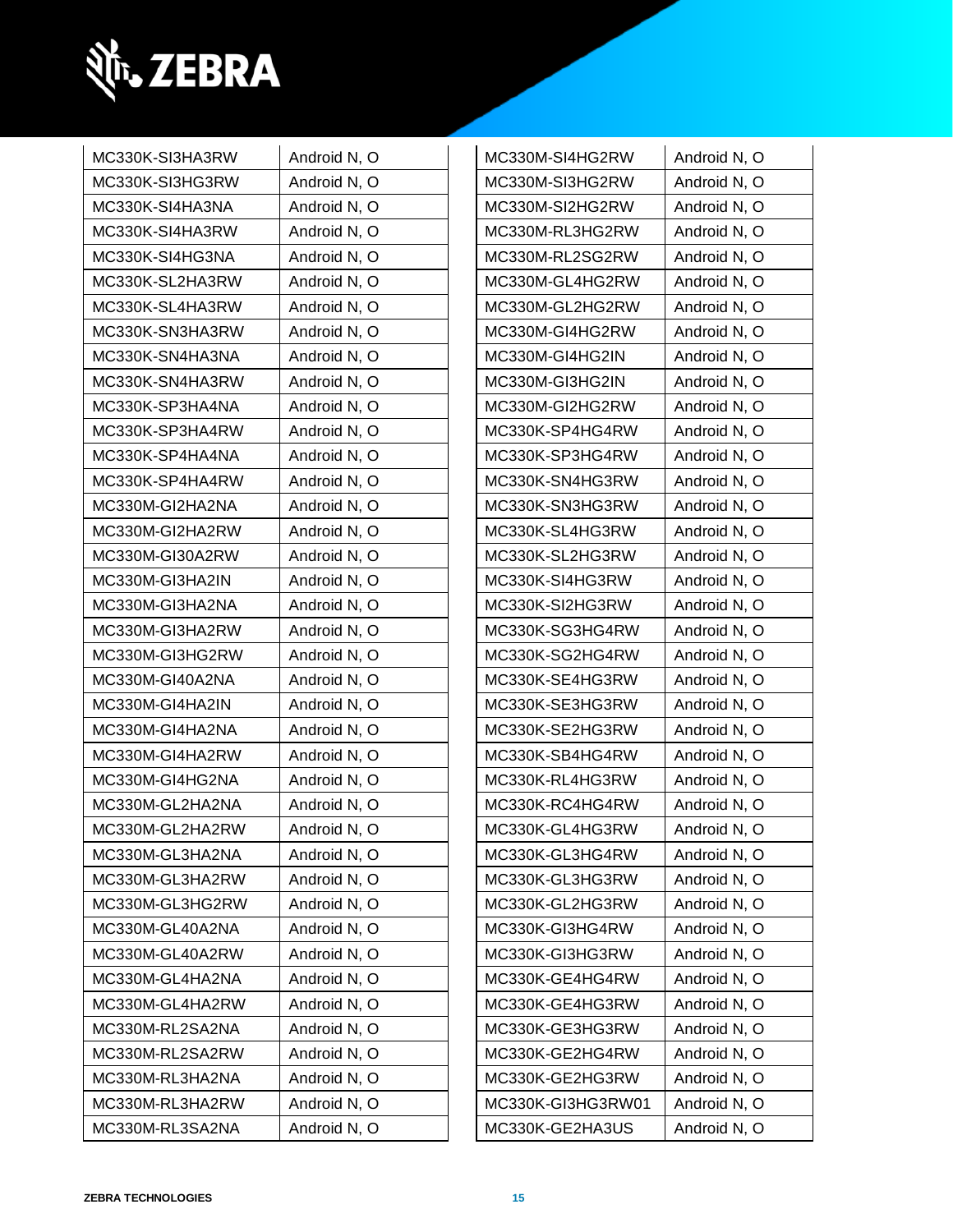| | |
|---|---|
| MC330K-SI3HA3RW | Android N, O |
| MC330K-SI3HG3RW | Android N, O |
| MC330K-SI4HA3NA | Android N, O |
| MC330K-SI4HA3RW | Android N, O |
| MC330K-SI4HG3NA | Android N, O |
| MC330K-SL2HA3RW | Android N, O |
| MC330K-SL4HA3RW | Android N, O |
| MC330K-SN3HA3RW | Android N, O |
| MC330K-SN4HA3NA | Android N, O |
| MC330K-SN4HA3RW | Android N, O |
| MC330K-SP3HA4NA | Android N, O |
| MC330K-SP3HA4RW | Android N, O |
| MC330K-SP4HA4NA | Android N, O |
| MC330K-SP4HA4RW | Android N, O |
| MC330M-GI2HA2NA | Android N, O |
| MC330M-GI2HA2RW | Android N, O |
| MC330M-GI30A2RW | Android N, O |
| MC330M-GI3HA2IN | Android N, O |
| MC330M-GI3HA2NA | Android N, O |
| MC330M-GI3HA2RW | Android N, O |
| MC330M-GI3HG2RW | Android N, O |
| MC330M-GI40A2NA | Android N, O |
| MC330M-GI4HA2IN | Android N, O |
| MC330M-GI4HA2NA | Android N, O |
| MC330M-GI4HA2RW | Android N, O |
| MC330M-GI4HG2NA | Android N, O |
| MC330M-GL2HA2NA | Android N, O |
| MC330M-GL2HA2RW | Android N, O |
| MC330M-GL3HA2NA | Android N, O |
| MC330M-GL3HA2RW | Android N, O |
| MC330M-GL3HG2RW | Android N, O |
| MC330M-GL40A2NA | Android N, O |
| MC330M-GL40A2RW | Android N, O |
| MC330M-GL4HA2NA | Android N, O |
| MC330M-GL4HA2RW | Android N, O |
| MC330M-RL2SA2NA | Android N, O |
| MC330M-RL2SA2RW | Android N, O |
| MC330M-RL3HA2NA | Android N, O |
| MC330M-RL3HA2RW | Android N, O |
| MC330M-RL3SA2NA | Android N, O |
| MC330M-SI4HG2RW | Android N, O |
| MC330M-SI3HG2RW | Android N, O |
| MC330M-SI2HG2RW | Android N, O |
| MC330M-RL3HG2RW | Android N, O |
| MC330M-RL2SG2RW | Android N, O |
| MC330M-GL4HG2RW | Android N, O |
| MC330M-GL2HG2RW | Android N, O |
| MC330M-GI4HG2RW | Android N, O |
| MC330M-GI4HG2IN | Android N, O |
| MC330M-GI3HG2IN | Android N, O |
| MC330M-GI2HG2RW | Android N, O |
| MC330K-SP4HG4RW | Android N, O |
| MC330K-SP3HG4RW | Android N, O |
| MC330K-SN4HG3RW | Android N, O |
| MC330K-SN3HG3RW | Android N, O |
| MC330K-SL4HG3RW | Android N, O |
| MC330K-SL2HG3RW | Android N, O |
| MC330K-SI4HG3RW | Android N, O |
| MC330K-SI2HG3RW | Android N, O |
| MC330K-SG3HG4RW | Android N, O |
| MC330K-SG2HG4RW | Android N, O |
| MC330K-SE4HG3RW | Android N, O |
| MC330K-SE3HG3RW | Android N, O |
| MC330K-SE2HG3RW | Android N, O |
| MC330K-SB4HG4RW | Android N, O |
| MC330K-RL4HG3RW | Android N, O |
| MC330K-RC4HG4RW | Android N, O |
| MC330K-GL4HG3RW | Android N, O |
| MC330K-GL3HG4RW | Android N, O |
| MC330K-GL3HG3RW | Android N, O |
| MC330K-GL2HG3RW | Android N, O |
| MC330K-GI3HG4RW | Android N, O |
| MC330K-GI3HG3RW | Android N, O |
| MC330K-GE4HG4RW | Android N, O |
| MC330K-GE4HG3RW | Android N, O |
| MC330K-GE3HG3RW | Android N, O |
| MC330K-GE2HG4RW | Android N, O |
| MC330K-GE2HG3RW | Android N, O |
| MC330K-GI3HG3RW01 | Android N, O |
| MC330K-GE2HA3US | Android N, O |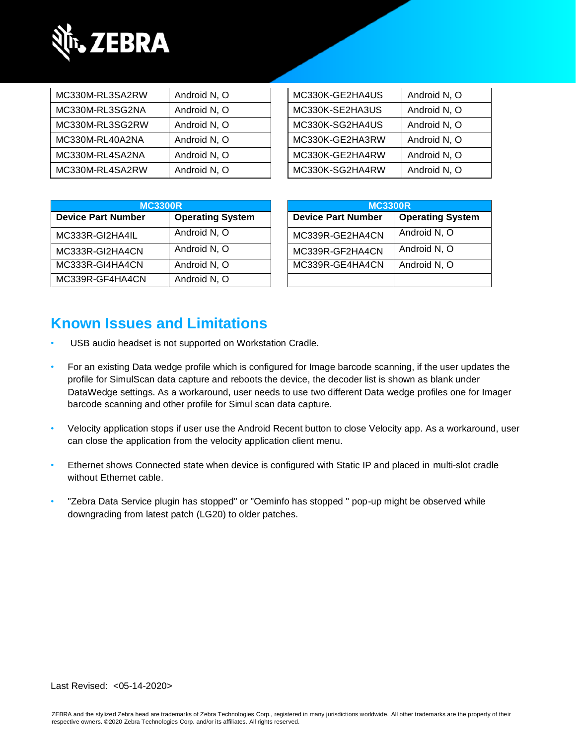| | |
|---|---|
| MC330M-RL3SA2RW | Android N, O |
| MC330M-RL3SG2NA | Android N, O |
| MC330M-RL3SG2RW | Android N, O |
| MC330M-RL40A2NA | Android N, O |
| MC330M-RL4SA2NA | Android N, O |
| MC330M-RL4SA2RW | Android N, O |

| | |
|---|---|
| MC330K-GE2HA4US | Android N, O |
| MC330K-SE2HA3US | Android N, O |
| MC330K-SG2HA4US | Android N, O |
| MC330K-GE2HA3RW | Android N, O |
| MC330K-GE2HA4RW | Android N, O |
| MC330K-SG2HA4RW | Android N, O |

| MC3300R | |
|---|---|
| **Device Part Number** | **Operating System** |
| MC333R-GI2HA4IL | Android N, O |
| MC333R-GI2HA4CN | Android N, O |
| MC333R-GI4HA4CN | Android N, O |
| MC339R-GF4HA4CN | Android N, O |

| MC3300R | |
|---|---|
| **Device Part Number** | **Operating System** |
| MC339R-GE2HA4CN | Android N, O |
| MC339R-GF2HA4CN | Android N, O |
| MC339R-GE4HA4CN | Android N, O |
| | |

## Known Issues and Limitations

- USB audio headset is not supported on Workstation Cradle.
- For an existing Data wedge profile which is configured for Image barcode scanning, if the user updates the profile for SimulScan data capture and reboots the device, the decoder list is shown as blank under DataWedge settings. As a workaround, user needs to use two different Data wedge profiles one for Imager barcode scanning and other profile for Simul scan data capture.
- Velocity application stops if user use the Android Recent button to close Velocity app. As a workaround, user can close the application from the velocity application client menu.
- Ethernet shows Connected state when device is configured with Static IP and placed in multi-slot cradle without Ethernet cable.
- "Zebra Data Service plugin has stopped" or "Oeminfo has stopped " pop-up might be observed while downgrading from latest patch (LG20) to older patches.

Last Revised: <05-14-2020>

ZEBRA and the stylized Zebra head are trademarks of Zebra Technologies Corp., registered in many jurisdictions worldwide. All other trademarks are the property of their respective owners. ©2020 Zebra Technologies Corp. and/or its affiliates. All rights reserved.